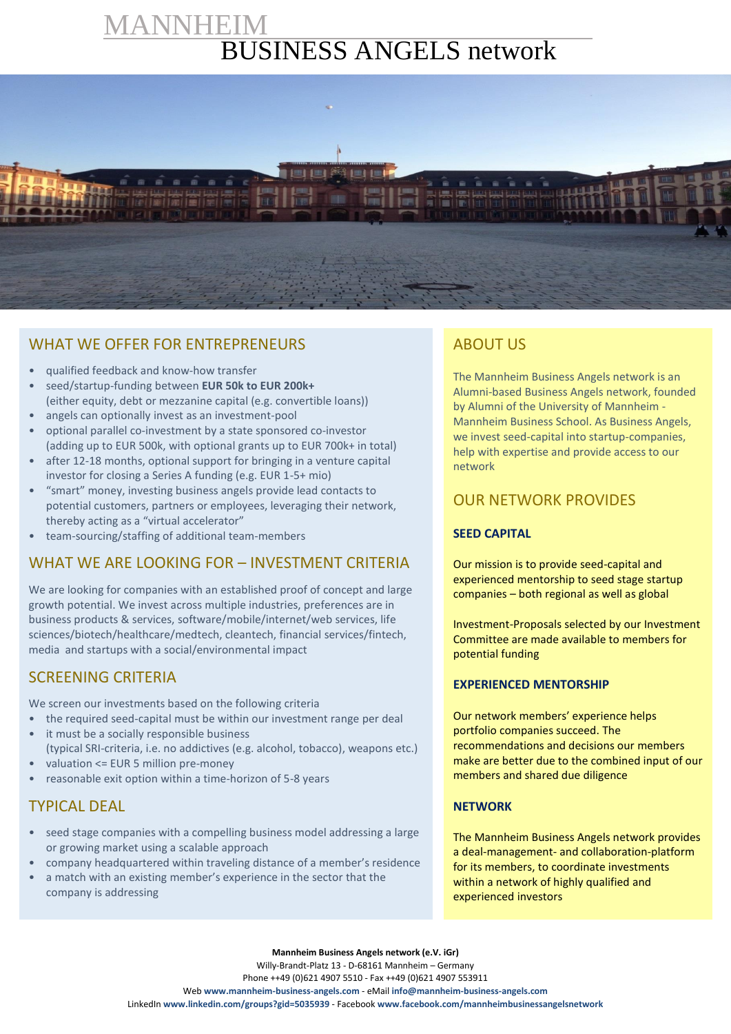# MANNHEIM BUSINESS ANGELS network

## WHAT WE OFFER FOR ENTREPRENEURS

- qualified feedback and know-how transfer
- seed/startup-funding between **EUR 50k to EUR 200k+** (either equity, debt or mezzanine capital (e.g. convertible loans))
- angels can optionally invest as an investment-pool
- optional parallel co-investment by a state sponsored co-investor (adding up to EUR 500k, with optional grants up to EUR 700k+ in total)
- after 12-18 months, optional support for bringing in a venture capital investor for closing a Series A funding (e.g. EUR 1-5+ mio)
- "smart" money, investing business angels provide lead contacts to potential customers, partners or employees, leveraging their network, thereby acting as a "virtual accelerator"
- team-sourcing/staffing of additional team-members

## WHAT WE ARE LOOKING FOR – INVESTMENT CRITERIA

We are looking for companies with an established proof of concept and large growth potential. We invest across multiple industries, preferences are in business products & services, software/mobile/internet/web services, life sciences/biotech/healthcare/medtech, cleantech, financial services/fintech, media and startups with a social/environmental impact

## SCREENING CRITERIA

We screen our investments based on the following criteria

- the required seed-capital must be within our investment range per deal
- it must be a socially responsible business (typical SRI-criteria, i.e. no addictives (e.g. alcohol, tobacco), weapons etc.)
- valuation <= EUR 5 million pre-money
- reasonable exit option within a time-horizon of 5-8 years

## TYPICAL DEAL

- seed stage companies with a compelling business model addressing a large or growing market using a scalable approach
- company headquartered within traveling distance of a member's residence
- a match with an existing member's experience in the sector that the company is addressing

## ABOUT US

The Mannheim Business Angels network is an Alumni-based Business Angels network, founded by Alumni of the University of Mannheim - Mannheim Business School. As Business Angels, we invest seed-capital into startup-companies, help with expertise and provide access to our network

## OUR NETWORK PROVIDES

### SEED CAPITAL

Our mission is to provide seed-capital and experienced mentorship to seed stage startup companies – both regional as well as global

Investment-Proposals selected by our Investment Committee are made available to members for potential funding

### EXPERIENCED MENTORSHIP

Our network members' experience helps portfolio companies succeed. The recommendations and decisions our members make are better due to the combined input of our members and shared due diligence

### NETWORK

The Mannheim Business Angels network provides a deal-management- and collaboration-platform for its members, to coordinate investments within a network of highly qualified and experienced investors

**Mannheim Business Angels network (e.V. iGr)**
Willy-Brandt-Platz 13 - D-68161 Mannheim – Germany
Phone ++49 (0)621 4907 5510 - Fax ++49 (0)621 4907 553911
Web **www.mannheim-business-angels.com** - eMail **info@mannheim-business-angels.com**
LinkedIn **www.linkedin.com/groups?gid=5035939** - Facebook **www.facebook.com/mannheimbusinessangelsnetwork**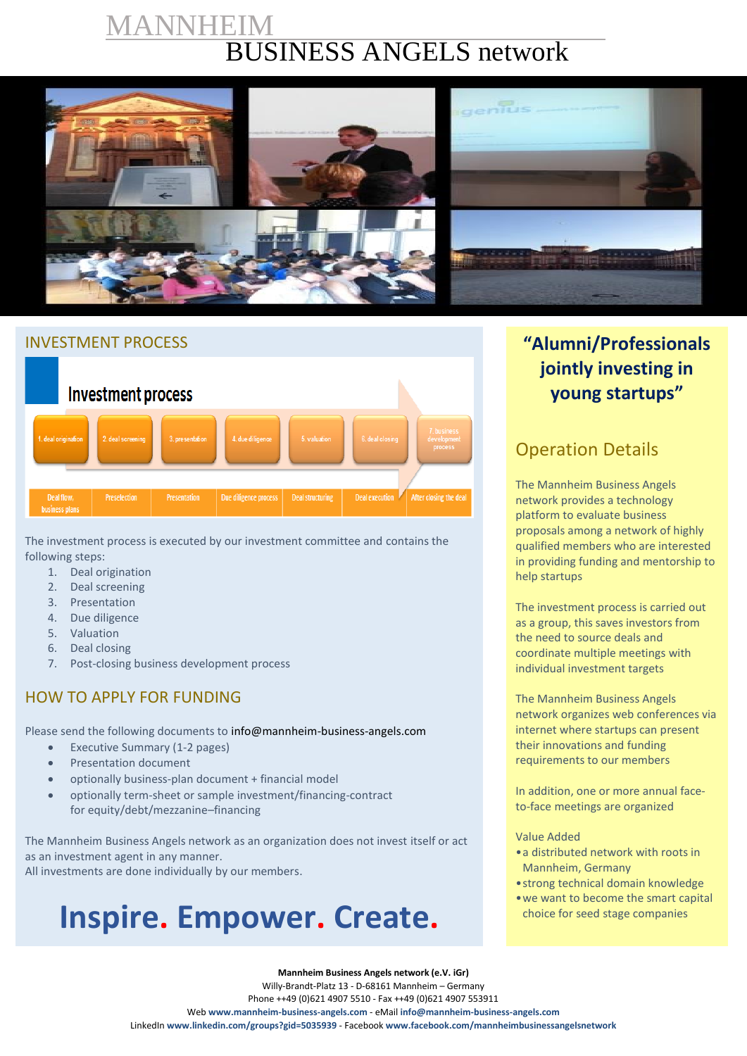# MANNHEIM
# BUSINESS ANGELS network

## INVESTMENT PROCESS

Investment process

1. deal origination
2. deal screening
3. presentation
4. due diligence
5. valuation
6. deal closing
7. business development process

Deal flow, business plans
Preselection
Presentation
Due diligence process
Deal structuring
Deal execution
After closing the deal

The investment process is executed by our investment committee and contains the following steps:

1. Deal origination
2. Deal screening
3. Presentation
4. Due diligence
5. Valuation
6. Deal closing
7. Post-closing business development process

## HOW TO APPLY FOR FUNDING

Please send the following documents to info@mannheim-business-angels.com

- Executive Summary (1-2 pages)
- Presentation document
- optionally business-plan document + financial model
- optionally term-sheet or sample investment/financing-contract for equity/debt/mezzanine–financing

The Mannheim Business Angels network as an organization does not invest itself or act as an investment agent in any manner.
All investments are done individually by our members.

**Inspire. Empower. Create.**

**"Alumni/Professionals jointly investing in young startups"**

## Operation Details

The Mannheim Business Angels network provides a technology platform to evaluate business proposals among a network of highly qualified members who are interested in providing funding and mentorship to help startups

The investment process is carried out as a group, this saves investors from the need to source deals and coordinate multiple meetings with individual investment targets

The Mannheim Business Angels network organizes web conferences via internet where startups can present their innovations and funding requirements to our members

In addition, one or more annual face-to-face meetings are organized

Value Added

- a distributed network with roots in Mannheim, Germany
- strong technical domain knowledge
- we want to become the smart capital choice for seed stage companies

**Mannheim Business Angels network (e.V. iGr)**
Willy-Brandt-Platz 13 - D-68161 Mannheim – Germany
Phone ++49 (0)621 4907 5510 - Fax ++49 (0)621 4907 553911
Web **www.mannheim-business-angels.com** - eMail **info@mannheim-business-angels.com**
LinkedIn **www.linkedin.com/groups?gid=5035939** - Facebook **www.facebook.com/mannheimbusinessangelsnetwork**